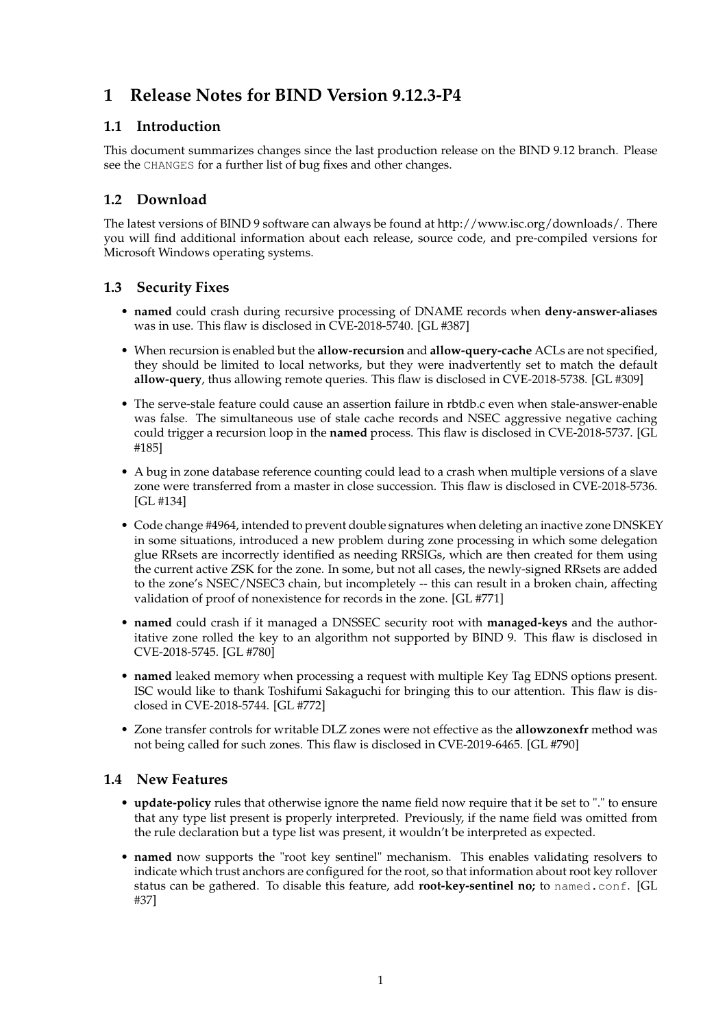# 1 Release Notes for BIND Version 9.12.3-P4

## 1.1 Introduction

This document summarizes changes since the last production release on the BIND 9.12 branch. Please see the `CHANGES` for a further list of bug fixes and other changes.

## 1.2 Download

The latest versions of BIND 9 software can always be found at http://www.isc.org/downloads/. There you will find additional information about each release, source code, and pre-compiled versions for Microsoft Windows operating systems.

## 1.3 Security Fixes

- **named** could crash during recursive processing of DNAME records when **deny-answer-aliases** was in use. This flaw is disclosed in CVE-2018-5740. [GL #387]
- When recursion is enabled but the **allow-recursion** and **allow-query-cache** ACLs are not specified, they should be limited to local networks, but they were inadvertently set to match the default **allow-query**, thus allowing remote queries. This flaw is disclosed in CVE-2018-5738. [GL #309]
- The serve-stale feature could cause an assertion failure in rbtdb.c even when stale-answer-enable was false. The simultaneous use of stale cache records and NSEC aggressive negative caching could trigger a recursion loop in the **named** process. This flaw is disclosed in CVE-2018-5737. [GL #185]
- A bug in zone database reference counting could lead to a crash when multiple versions of a slave zone were transferred from a master in close succession. This flaw is disclosed in CVE-2018-5736. [GL #134]
- Code change #4964, intended to prevent double signatures when deleting an inactive zone DNSKEY in some situations, introduced a new problem during zone processing in which some delegation glue RRsets are incorrectly identified as needing RRSIGs, which are then created for them using the current active ZSK for the zone. In some, but not all cases, the newly-signed RRsets are added to the zone's NSEC/NSEC3 chain, but incompletely -- this can result in a broken chain, affecting validation of proof of nonexistence for records in the zone. [GL #771]
- **named** could crash if it managed a DNSSEC security root with **managed-keys** and the authoritative zone rolled the key to an algorithm not supported by BIND 9. This flaw is disclosed in CVE-2018-5745. [GL #780]
- **named** leaked memory when processing a request with multiple Key Tag EDNS options present. ISC would like to thank Toshifumi Sakaguchi for bringing this to our attention. This flaw is disclosed in CVE-2018-5744. [GL #772]
- Zone transfer controls for writable DLZ zones were not effective as the **allowzonexfr** method was not being called for such zones. This flaw is disclosed in CVE-2019-6465. [GL #790]

## 1.4 New Features

- **update-policy** rules that otherwise ignore the name field now require that it be set to "." to ensure that any type list present is properly interpreted. Previously, if the name field was omitted from the rule declaration but a type list was present, it wouldn't be interpreted as expected.
- **named** now supports the "root key sentinel" mechanism. This enables validating resolvers to indicate which trust anchors are configured for the root, so that information about root key rollover status can be gathered. To disable this feature, add **root-key-sentinel no;** to `named.conf`. [GL #37]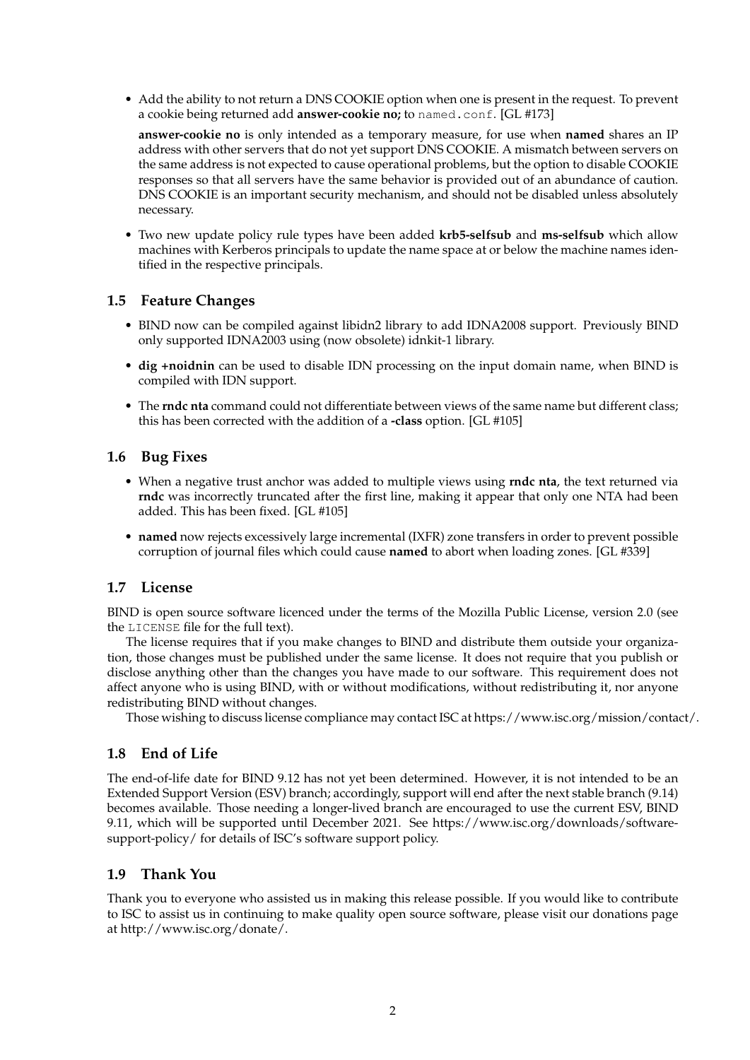- Add the ability to not return a DNS COOKIE option when one is present in the request. To prevent a cookie being returned add **answer-cookie no;** to `named.conf`. [GL #173]

  **answer-cookie no** is only intended as a temporary measure, for use when **named** shares an IP address with other servers that do not yet support DNS COOKIE. A mismatch between servers on the same address is not expected to cause operational problems, but the option to disable COOKIE responses so that all servers have the same behavior is provided out of an abundance of caution. DNS COOKIE is an important security mechanism, and should not be disabled unless absolutely necessary.

- Two new update policy rule types have been added **krb5-selfsub** and **ms-selfsub** which allow machines with Kerberos principals to update the name space at or below the machine names identified in the respective principals.

## 1.5 Feature Changes

- BIND now can be compiled against libidn2 library to add IDNA2008 support. Previously BIND only supported IDNA2003 using (now obsolete) idnkit-1 library.
- **dig +noidnin** can be used to disable IDN processing on the input domain name, when BIND is compiled with IDN support.
- The **rndc nta** command could not differentiate between views of the same name but different class; this has been corrected with the addition of a **-class** option. [GL #105]

## 1.6 Bug Fixes

- When a negative trust anchor was added to multiple views using **rndc nta**, the text returned via **rndc** was incorrectly truncated after the first line, making it appear that only one NTA had been added. This has been fixed. [GL #105]
- **named** now rejects excessively large incremental (IXFR) zone transfers in order to prevent possible corruption of journal files which could cause **named** to abort when loading zones. [GL #339]

## 1.7 License

BIND is open source software licenced under the terms of the Mozilla Public License, version 2.0 (see the `LICENSE` file for the full text).

The license requires that if you make changes to BIND and distribute them outside your organization, those changes must be published under the same license. It does not require that you publish or disclose anything other than the changes you have made to our software. This requirement does not affect anyone who is using BIND, with or without modifications, without redistributing it, nor anyone redistributing BIND without changes.

Those wishing to discuss license compliance may contact ISC at https://www.isc.org/mission/contact/.

## 1.8 End of Life

The end-of-life date for BIND 9.12 has not yet been determined. However, it is not intended to be an Extended Support Version (ESV) branch; accordingly, support will end after the next stable branch (9.14) becomes available. Those needing a longer-lived branch are encouraged to use the current ESV, BIND 9.11, which will be supported until December 2021. See https://www.isc.org/downloads/software-support-policy/ for details of ISC's software support policy.

## 1.9 Thank You

Thank you to everyone who assisted us in making this release possible. If you would like to contribute to ISC to assist us in continuing to make quality open source software, please visit our donations page at http://www.isc.org/donate/.